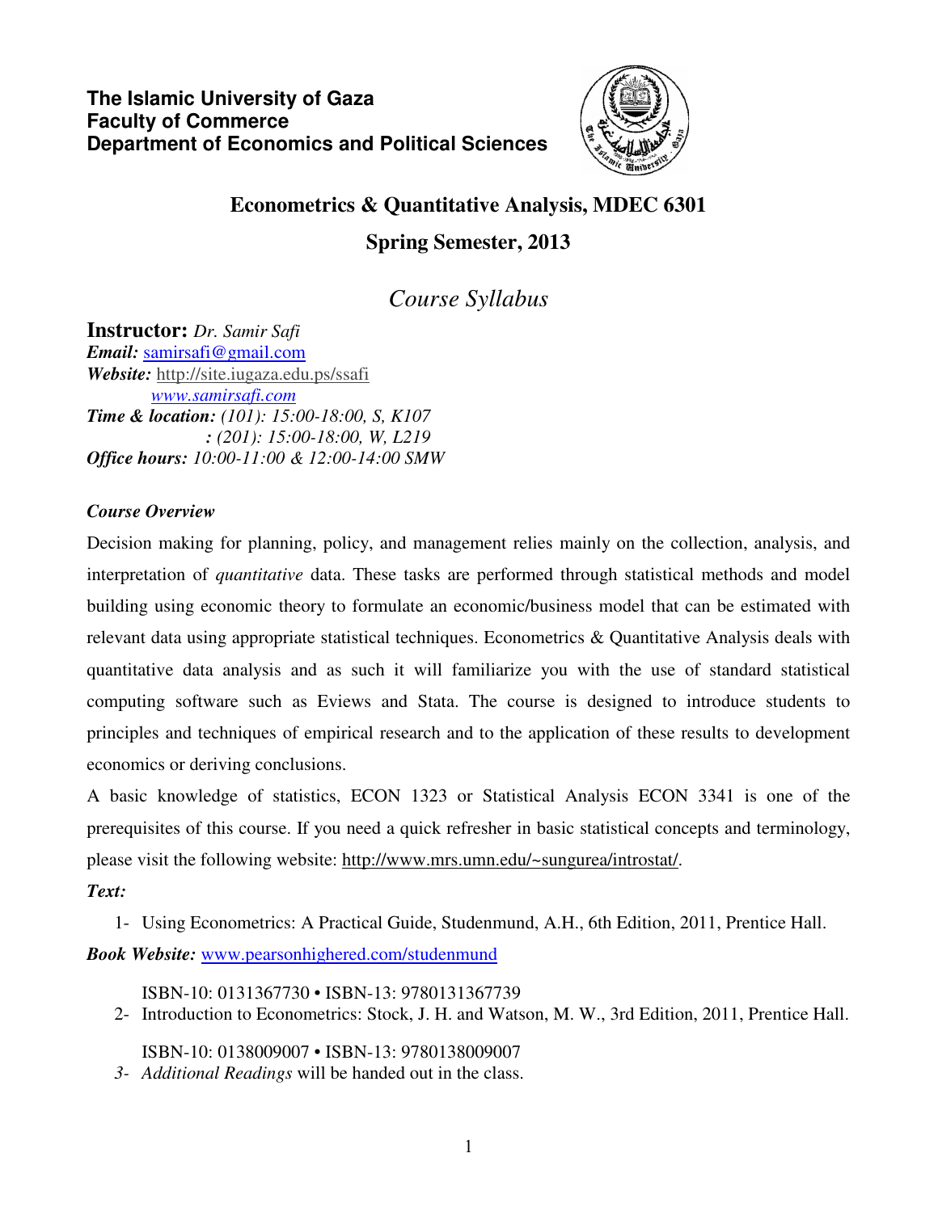**The Islamic University of Gaza**
**Faculty of Commerce**
**Department of Economics and Political Sciences**

# Econometrics & Quantitative Analysis, MDEC 6301

## Spring Semester, 2013

## *Course Syllabus*

**Instructor:** *Dr. Samir Safi*
***Email:*** samirsafi@gmail.com
***Website:*** http://site.iugaza.edu.ps/ssafi
www.samirsafi.com
***Time & location:*** *(101): 15:00-18:00, S, K107*
*: (201): 15:00-18:00, W, L219*
***Office hours:*** *10:00-11:00 & 12:00-14:00 SMW*

***Course Overview***

Decision making for planning, policy, and management relies mainly on the collection, analysis, and interpretation of *quantitative* data. These tasks are performed through statistical methods and model building using economic theory to formulate an economic/business model that can be estimated with relevant data using appropriate statistical techniques. Econometrics & Quantitative Analysis deals with quantitative data analysis and as such it will familiarize you with the use of standard statistical computing software such as Eviews and Stata. The course is designed to introduce students to principles and techniques of empirical research and to the application of these results to development economics or deriving conclusions.

A basic knowledge of statistics, ECON 1323 or Statistical Analysis ECON 3341 is one of the prerequisites of this course. If you need a quick refresher in basic statistical concepts and terminology, please visit the following website: http://www.mrs.umn.edu/~sungurea/introstat/.

***Text:***

1- Using Econometrics: A Practical Guide, Studenmund, A.H., 6th Edition, 2011, Prentice Hall.

***Book Website:*** www.pearsonhighered.com/studenmund

ISBN-10: 0131367730 • ISBN-13: 9780131367739

2- Introduction to Econometrics: Stock, J. H. and Watson, M. W., 3rd Edition, 2011, Prentice Hall.

ISBN-10: 0138009007 • ISBN-13: 9780138009007

3- *Additional Readings* will be handed out in the class.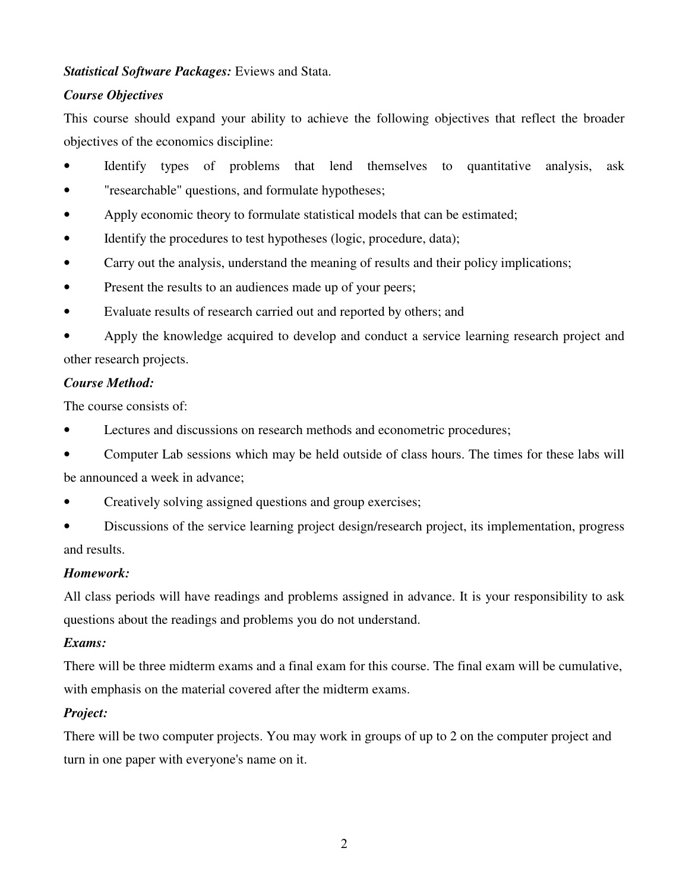***Statistical Software Packages:*** Eviews and Stata.

***Course Objectives***

This course should expand your ability to achieve the following objectives that reflect the broader objectives of the economics discipline:

- Identify types of problems that lend themselves to quantitative analysis, ask
- "researchable" questions, and formulate hypotheses;
- Apply economic theory to formulate statistical models that can be estimated;
- Identify the procedures to test hypotheses (logic, procedure, data);
- Carry out the analysis, understand the meaning of results and their policy implications;
- Present the results to an audiences made up of your peers;
- Evaluate results of research carried out and reported by others; and
- Apply the knowledge acquired to develop and conduct a service learning research project and other research projects.

***Course Method:***

The course consists of:

- Lectures and discussions on research methods and econometric procedures;
- Computer Lab sessions which may be held outside of class hours. The times for these labs will be announced a week in advance;
- Creatively solving assigned questions and group exercises;
- Discussions of the service learning project design/research project, its implementation, progress and results.

***Homework:***

All class periods will have readings and problems assigned in advance. It is your responsibility to ask questions about the readings and problems you do not understand.

***Exams:***

There will be three midterm exams and a final exam for this course. The final exam will be cumulative, with emphasis on the material covered after the midterm exams.

***Project:***

There will be two computer projects. You may work in groups of up to 2 on the computer project and turn in one paper with everyone's name on it.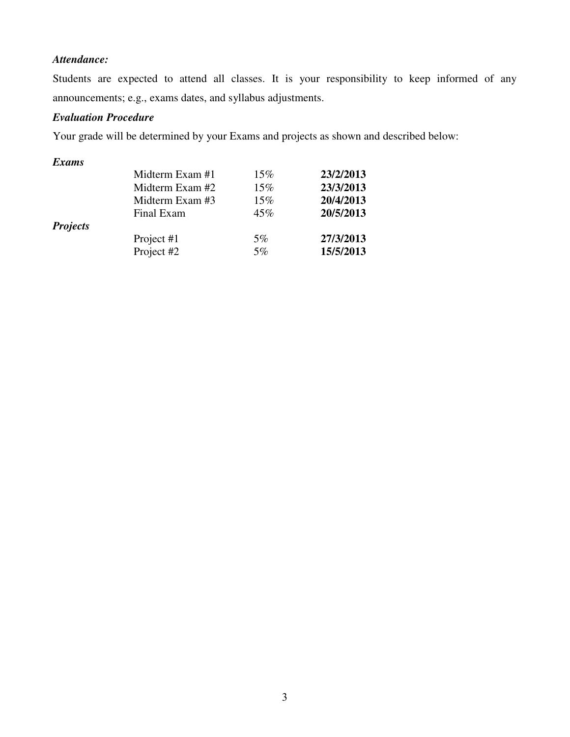***Attendance:***

Students are expected to attend all classes. It is your responsibility to keep informed of any announcements; e.g., exams dates, and syllabus adjustments.

***Evaluation Procedure***

Your grade will be determined by your Exams and projects as shown and described below:

| | | | |
|---|---|---|---|
| ***Exams*** | | | |
| | Midterm Exam #1 | 15% | **23/2/2013** |
| | Midterm Exam #2 | 15% | **23/3/2013** |
| | Midterm Exam #3 | 15% | **20/4/2013** |
| | Final Exam | 45% | **20/5/2013** |
| ***Projects*** | | | |
| | Project #1 | 5% | **27/3/2013** |
| | Project #2 | 5% | **15/5/2013** |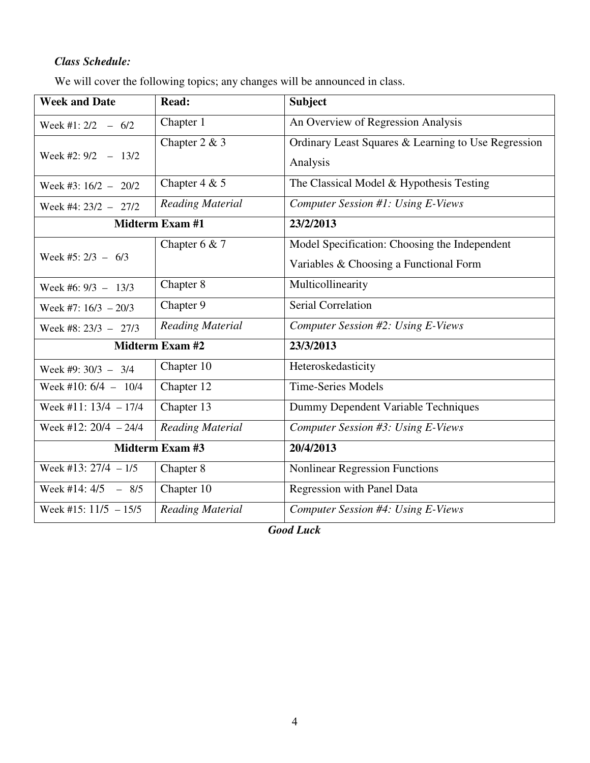*Class Schedule:*

We will cover the following topics; any changes will be announced in class.

| **Week and Date** | **Read:** | **Subject** |
|---|---|---|
| Week #1: 2/2 – 6/2 | Chapter 1 | An Overview of Regression Analysis |
| Week #2: 9/2 – 13/2 | Chapter 2 & 3 | Ordinary Least Squares & Learning to Use Regression Analysis |
| Week #3: 16/2 – 20/2 | Chapter 4 & 5 | The Classical Model & Hypothesis Testing |
| Week #4: 23/2 – 27/2 | *Reading Material* | *Computer Session #1: Using E-Views* |
| **Midterm Exam #1** | | **23/2/2013** |
| Week #5: 2/3 – 6/3 | Chapter 6 & 7 | Model Specification: Choosing the Independent Variables & Choosing a Functional Form |
| Week #6: 9/3 – 13/3 | Chapter 8 | Multicollinearity |
| Week #7: 16/3 – 20/3 | Chapter 9 | Serial Correlation |
| Week #8: 23/3 – 27/3 | *Reading Material* | *Computer Session #2: Using E-Views* |
| **Midterm Exam #2** | | **23/3/2013** |
| Week #9: 30/3 – 3/4 | Chapter 10 | Heteroskedasticity |
| Week #10: 6/4 – 10/4 | Chapter 12 | Time-Series Models |
| Week #11: 13/4 – 17/4 | Chapter 13 | Dummy Dependent Variable Techniques |
| Week #12: 20/4 – 24/4 | *Reading Material* | *Computer Session #3: Using E-Views* |
| **Midterm Exam #3** | | **20/4/2013** |
| Week #13: 27/4 – 1/5 | Chapter 8 | Nonlinear Regression Functions |
| Week #14: 4/5 – 8/5 | Chapter 10 | Regression with Panel Data |
| Week #15: 11/5 – 15/5 | *Reading Material* | *Computer Session #4: Using E-Views* |

***Good Luck***